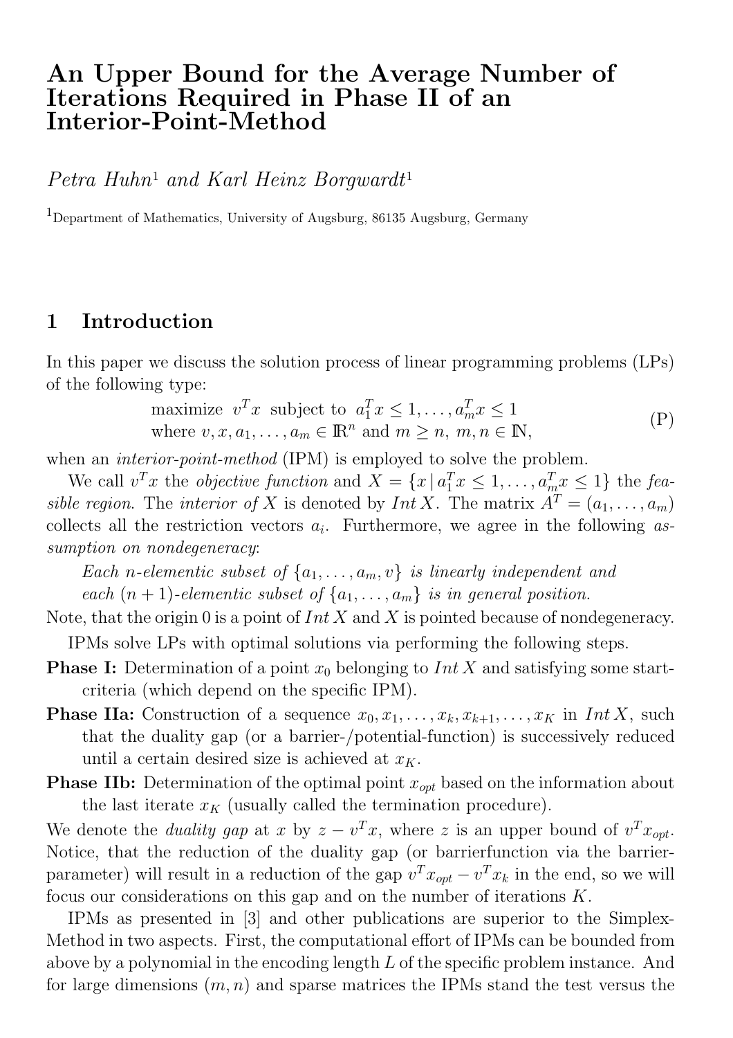# An Upper Bound for the Average Number of Iterations Required in Phase II of an Interior-Point-Method

*Petra Huhn*[1] *and Karl Heinz Borgwardt*[1]

[1]Department of Mathematics, University of Augsburg, 86135 Augsburg, Germany

## 1 Introduction

In this paper we discuss the solution process of linear programming problems (LPs) of the following type:

$$\begin{array}{ll} \text{maximize } v^T x \text{ subject to } a_1^T x \le 1, \ldots, a_m^T x \le 1 \\ \text{where } v, x, a_1, \ldots, a_m \in \mathbb{R}^n \text{ and } m \ge n,\ m, n \in \mathbb{N}, \end{array} \tag{P}$$

when an *interior-point-method* (IPM) is employed to solve the problem.

We call $v^T x$ the *objective function* and $X = \{x \,|\, a_1^T x \le 1, \ldots, a_m^T x \le 1\}$ the *feasible region*. The *interior of* $X$ is denoted by $Int\, X$. The matrix $A^T = (a_1, \ldots, a_m)$ collects all the restriction vectors $a_i$. Furthermore, we agree in the following *assumption on nondegeneracy*:

*Each $n$-elementic subset of $\{a_1, \ldots, a_m, v\}$ is linearly independent and each $(n+1)$-elementic subset of $\{a_1, \ldots, a_m\}$ is in general position.*

Note, that the origin 0 is a point of $Int\, X$ and $X$ is pointed because of nondegeneracy.

IPMs solve LPs with optimal solutions via performing the following steps.

**Phase I:** Determination of a point $x_0$ belonging to $Int\, X$ and satisfying some start-criteria (which depend on the specific IPM).

**Phase IIa:** Construction of a sequence $x_0, x_1, \ldots, x_k, x_{k+1}, \ldots, x_K$ in $Int\, X$, such that the duality gap (or a barrier-/potential-function) is successively reduced until a certain desired size is achieved at $x_K$.

**Phase IIb:** Determination of the optimal point $x_{opt}$ based on the information about the last iterate $x_K$ (usually called the termination procedure).

We denote the *duality gap* at $x$ by $z - v^T x$, where $z$ is an upper bound of $v^T x_{opt}$. Notice, that the reduction of the duality gap (or barrierfunction via the barrier-parameter) will result in a reduction of the gap $v^T x_{opt} - v^T x_k$ in the end, so we will focus our considerations on this gap and on the number of iterations $K$.

IPMs as presented in [3] and other publications are superior to the Simplex-Method in two aspects. First, the computational effort of IPMs can be bounded from above by a polynomial in the encoding length $L$ of the specific problem instance. And for large dimensions $(m, n)$ and sparse matrices the IPMs stand the test versus the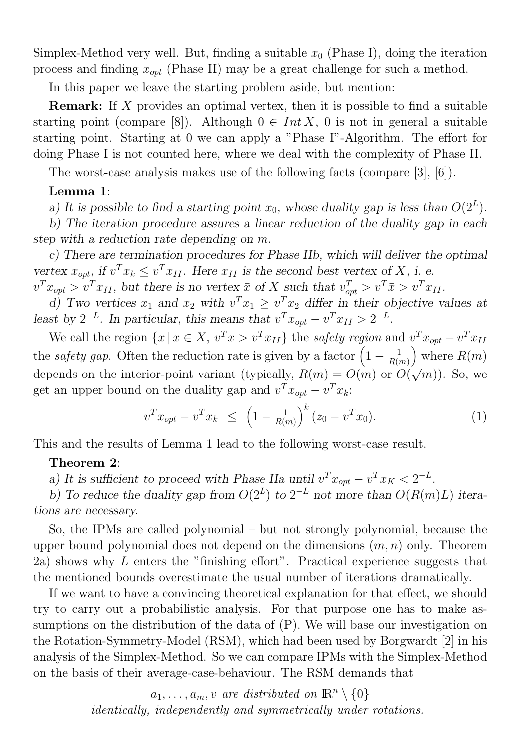Simplex-Method very well. But, finding a suitable $x_0$ (Phase I), doing the iteration process and finding $x_{opt}$ (Phase II) may be a great challenge for such a method.

In this paper we leave the starting problem aside, but mention:

**Remark:** If $X$ provides an optimal vertex, then it is possible to find a suitable starting point (compare [8]). Although $0 \in Int\, X$, 0 is not in general a suitable starting point. Starting at 0 we can apply a "Phase I"-Algorithm. The effort for doing Phase I is not counted here, where we deal with the complexity of Phase II.

The worst-case analysis makes use of the following facts (compare [3], [6]).

**Lemma 1**:

*a) It is possible to find a starting point $x_0$, whose duality gap is less than $O(2^L)$.*

*b) The iteration procedure assures a linear reduction of the duality gap in each step with a reduction rate depending on $m$.*

*c) There are termination procedures for Phase IIb, which will deliver the optimal vertex $x_{opt}$, if $v^T x_k \leq v^T x_{II}$. Here $x_{II}$ is the second best vertex of $X$, i. e. $v^T x_{opt} > v^T x_{II}$, but there is no vertex $\bar{x}$ of $X$ such that $v_{opt}^T > v^T \bar{x} > v^T x_{II}$.*

*d) Two vertices $x_1$ and $x_2$ with $v^T x_1 \geq v^T x_2$ differ in their objective values at least by $2^{-L}$. In particular, this means that $v^T x_{opt} - v^T x_{II} > 2^{-L}$.*

We call the region $\{x \,|\, x \in X,\ v^T x > v^T x_{II}\}$ the *safety region* and $v^T x_{opt} - v^T x_{II}$ the *safety gap*. Often the reduction rate is given by a factor $\left(1 - \frac{1}{R(m)}\right)$ where $R(m)$ depends on the interior-point variant (typically, $R(m) = O(m)$ or $O(\sqrt{m})$). So, we get an upper bound on the duality gap and $v^T x_{opt} - v^T x_k$:

$$v^T x_{opt} - v^T x_k \;\leq\; \left(1 - \tfrac{1}{R(m)}\right)^k (z_0 - v^T x_0). \tag{1}$$

This and the results of Lemma 1 lead to the following worst-case result.

**Theorem 2**:

*a) It is sufficient to proceed with Phase IIa until $v^T x_{opt} - v^T x_K < 2^{-L}$.*

*b) To reduce the duality gap from $O(2^L)$ to $2^{-L}$ not more than $O(R(m)L)$ iterations are necessary.*

So, the IPMs are called polynomial – but not strongly polynomial, because the upper bound polynomial does not depend on the dimensions $(m, n)$ only. Theorem 2a) shows why $L$ enters the "finishing effort". Practical experience suggests that the mentioned bounds overestimate the usual number of iterations dramatically.

If we want to have a convincing theoretical explanation for that effect, we should try to carry out a probabilistic analysis. For that purpose one has to make assumptions on the distribution of the data of (P). We will base our investigation on the Rotation-Symmetry-Model (RSM), which had been used by Borgwardt [2] in his analysis of the Simplex-Method. So we can compare IPMs with the Simplex-Method on the basis of their average-case-behaviour. The RSM demands that

$$\textit{$a_1, \ldots, a_m, v$ are distributed on } \mathbb{R}^n \setminus \{0\}$$
$$\textit{identically, independently and symmetrically under rotations.}$$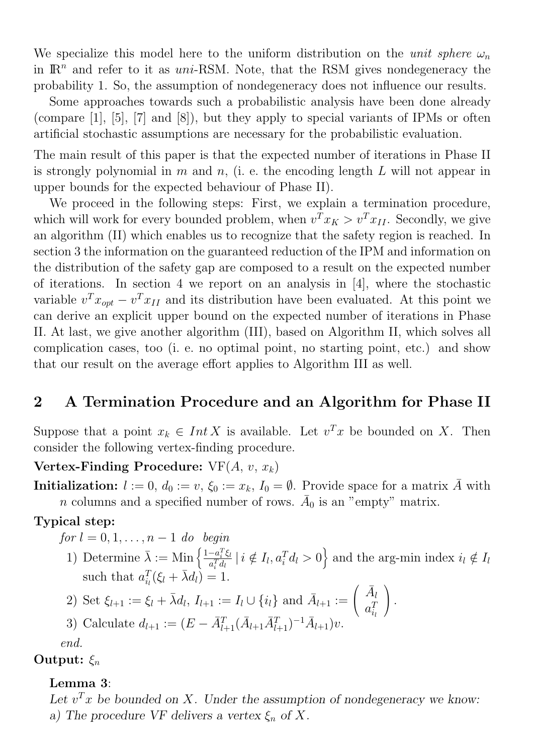We specialize this model here to the uniform distribution on the *unit sphere* $\omega_n$ in $\mathbb{R}^n$ and refer to it as *uni*-RSM. Note, that the RSM gives nondegeneracy the probability 1. So, the assumption of nondegeneracy does not influence our results.

Some approaches towards such a probabilistic analysis have been done already (compare [1], [5], [7] and [8]), but they apply to special variants of IPMs or often artificial stochastic assumptions are necessary for the probabilistic evaluation.

The main result of this paper is that the expected number of iterations in Phase II is strongly polynomial in $m$ and $n$, (i. e. the encoding length $L$ will not appear in upper bounds for the expected behaviour of Phase II).

We proceed in the following steps: First, we explain a termination procedure, which will work for every bounded problem, when $v^T x_K > v^T x_{II}$. Secondly, we give an algorithm (II) which enables us to recognize that the safety region is reached. In section 3 the information on the guaranteed reduction of the IPM and information on the distribution of the safety gap are composed to a result on the expected number of iterations. In section 4 we report on an analysis in [4], where the stochastic variable $v^T x_{opt} - v^T x_{II}$ and its distribution have been evaluated. At this point we can derive an explicit upper bound on the expected number of iterations in Phase II. At last, we give another algorithm (III), based on Algorithm II, which solves all complication cases, too (i. e. no optimal point, no starting point, etc.) and show that our result on the average effort applies to Algorithm III as well.

## 2 A Termination Procedure and an Algorithm for Phase II

Suppose that a point $x_k \in Int\, X$ is available. Let $v^T x$ be bounded on $X$. Then consider the following vertex-finding procedure.

**Vertex-Finding Procedure:** VF($A$, $v$, $x_k$)

**Initialization:** $l := 0$, $d_0 := v$, $\xi_0 := x_k$, $I_0 = \emptyset$. Provide space for a matrix $\bar{A}$ with $n$ columns and a specified number of rows. $\bar{A}_0$ is an "empty" matrix.

**Typical step:**

*for* $l = 0, 1, \ldots, n-1$ *do begin*

1) Determine $\bar{\lambda} := \text{Min}\left\{ \frac{1 - a_i^T \xi_l}{a_i^T d_l} \mid i \notin I_l, a_i^T d_l > 0 \right\}$ and the arg-min index $i_l \notin I_l$ such that $a_{i_l}^T(\xi_l + \bar{\lambda} d_l) = 1$.

2) Set $\xi_{l+1} := \xi_l + \bar{\lambda} d_l$, $I_{l+1} := I_l \cup \{i_l\}$ and $\bar{A}_{l+1} := \begin{pmatrix} \bar{A}_l \\ a_{i_l}^T \end{pmatrix}$.

3) Calculate $d_{l+1} := (E - \bar{A}_{l+1}^T(\bar{A}_{l+1}\bar{A}_{l+1}^T)^{-1}\bar{A}_{l+1})v$.

*end.*

**Output:** $\xi_n$

**Lemma 3**:
*Let $v^T x$ be bounded on $X$. Under the assumption of nondegeneracy we know:*
*a) The procedure VF delivers a vertex $\xi_n$ of $X$.*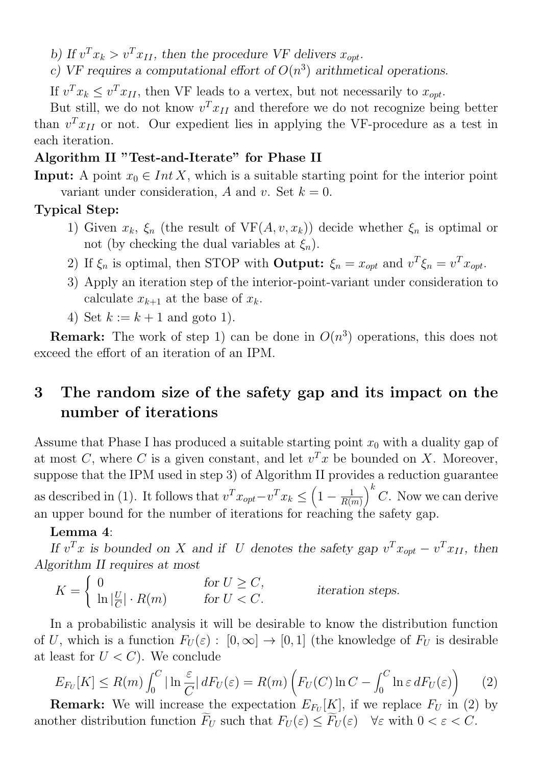*b) If $v^T x_k > v^T x_{II}$, then the procedure VF delivers $x_{opt}$.*

*c) VF requires a computational effort of $O(n^3)$ arithmetical operations.*

If $v^T x_k \le v^T x_{II}$, then VF leads to a vertex, but not necessarily to $x_{opt}$.

But still, we do not know $v^T x_{II}$ and therefore we do not recognize being better than $v^T x_{II}$ or not. Our expedient lies in applying the VF-procedure as a test in each iteration.

**Algorithm II "Test-and-Iterate" for Phase II**

**Input:** A point $x_0 \in Int\, X$, which is a suitable starting point for the interior point variant under consideration, $A$ and $v$. Set $k = 0$.

**Typical Step:**

1) Given $x_k$, $\xi_n$ (the result of VF$(A, v, x_k)$) decide whether $\xi_n$ is optimal or not (by checking the dual variables at $\xi_n$).
2) If $\xi_n$ is optimal, then STOP with **Output:** $\xi_n = x_{opt}$ and $v^T \xi_n = v^T x_{opt}$.
3) Apply an iteration step of the interior-point-variant under consideration to calculate $x_{k+1}$ at the base of $x_k$.
4) Set $k := k + 1$ and goto 1).

**Remark:** The work of step 1) can be done in $O(n^3)$ operations, this does not exceed the effort of an iteration of an IPM.

## 3 The random size of the safety gap and its impact on the number of iterations

Assume that Phase I has produced a suitable starting point $x_0$ with a duality gap of at most $C$, where $C$ is a given constant, and let $v^T x$ be bounded on $X$. Moreover, suppose that the IPM used in step 3) of Algorithm II provides a reduction guarantee as described in (1). It follows that $v^T x_{opt} - v^T x_k \le \left(1 - \frac{1}{R(m)}\right)^k C$. Now we can derive an upper bound for the number of iterations for reaching the safety gap.

**Lemma 4**:

*If $v^T x$ is bounded on $X$ and if $U$ denotes the safety gap $v^T x_{opt} - v^T x_{II}$, then Algorithm II requires at most*

$$K = \begin{cases} 0 & \text{for } U \ge C, \\ \ln |\frac{U}{C}| \cdot R(m) & \text{for } U < C. \end{cases} \qquad \textit{iteration steps.}$$

In a probabilistic analysis it will be desirable to know the distribution function of $U$, which is a function $F_U(\varepsilon) : [0, \infty] \to [0, 1]$ (the knowledge of $F_U$ is desirable at least for $U < C$). We conclude

$$E_{F_U}[K] \le R(m) \int_0^C |\ln \frac{\varepsilon}{C}| \, dF_U(\varepsilon) = R(m) \left( F_U(C) \ln C - \int_0^C \ln \varepsilon \, dF_U(\varepsilon) \right) \tag{2}$$

**Remark:** We will increase the expectation $E_{F_U}[K]$, if we replace $F_U$ in (2) by another distribution function $\widetilde{F}_U$ such that $F_U(\varepsilon) \le \widetilde{F}_U(\varepsilon) \quad \forall \varepsilon$ with $0 < \varepsilon < C$.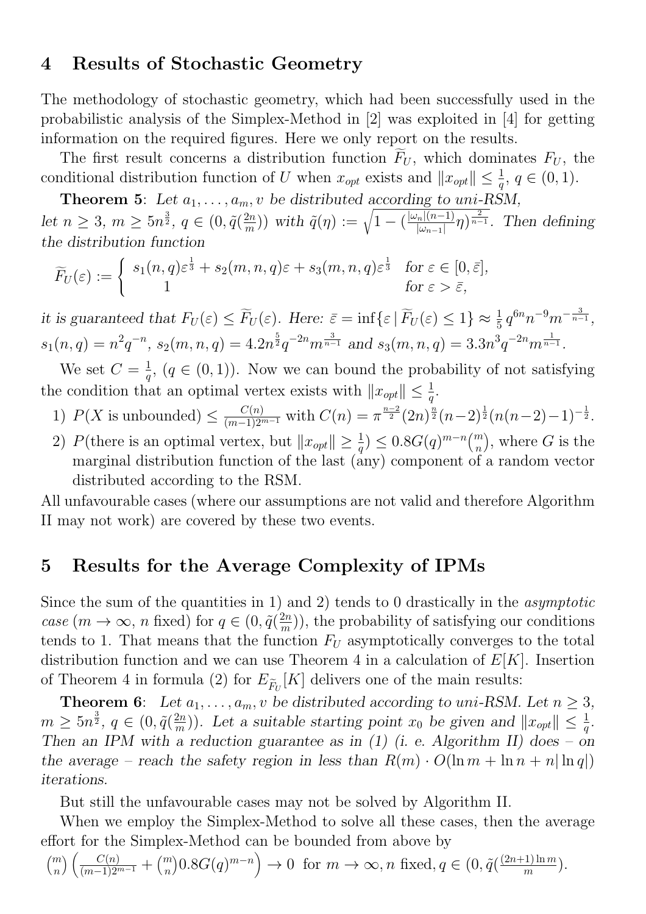## 4 Results of Stochastic Geometry

The methodology of stochastic geometry, which had been successfully used in the probabilistic analysis of the Simplex-Method in [2] was exploited in [4] for getting information on the required figures. Here we only report on the results.

The first result concerns a distribution function $\widetilde{F}_U$, which dominates $F_U$, the conditional distribution function of $U$ when $x_{opt}$ exists and $\|x_{opt}\| \leq \frac{1}{q}$, $q \in (0,1)$.

**Theorem 5**: *Let $a_1, \ldots, a_m, v$ be distributed according to uni-RSM, let $n \geq 3$, $m \geq 5n^{\frac{3}{2}}$, $q \in (0, \tilde{q}(\frac{2n}{m}))$ with $\tilde{q}(\eta) := \sqrt{1 - (\frac{|\omega_n|(n-1)}{|\omega_{n-1}|}\eta)^{\frac{2}{n-1}}}$. Then defining the distribution function*

$$\widetilde{F}_U(\varepsilon) := \begin{cases} s_1(n,q)\varepsilon^{\frac{1}{3}} + s_2(m,n,q)\varepsilon + s_3(m,n,q)\varepsilon^{\frac{1}{3}} & \text{for } \varepsilon \in [0, \bar{\varepsilon}], \\ 1 & \text{for } \varepsilon > \bar{\varepsilon}, \end{cases}$$

*it is guaranteed that $F_U(\varepsilon) \leq \widetilde{F}_U(\varepsilon)$. Here: $\bar{\varepsilon} = \inf\{\varepsilon \mid \widetilde{F}_U(\varepsilon) \leq 1\} \approx \frac{1}{5} q^{6n} n^{-9} m^{-\frac{3}{n-1}}$, $s_1(n,q) = n^2 q^{-n}$, $s_2(m,n,q) = 4.2 n^{\frac{5}{2}} q^{-2n} m^{\frac{3}{n-1}}$ and $s_3(m,n,q) = 3.3 n^3 q^{-2n} m^{\frac{1}{n-1}}$.*

We set $C = \frac{1}{q}$, ($q \in (0,1)$). Now we can bound the probability of not satisfying the condition that an optimal vertex exists with $\|x_{opt}\| \leq \frac{1}{q}$.

1) $P(X \text{ is unbounded}) \leq \frac{C(n)}{(m-1)2^{m-1}}$ with $C(n) = \pi^{\frac{n-2}{2}}(2n)^{\frac{n}{2}}(n-2)^{\frac{1}{2}}(n(n-2)-1)^{-\frac{1}{2}}$.
2) $P(\text{there is an optimal vertex, but } \|x_{opt}\| \geq \frac{1}{q}) \leq 0.8 G(q)^{m-n}\binom{m}{n}$, where $G$ is the marginal distribution function of the last (any) component of a random vector distributed according to the RSM.

All unfavourable cases (where our assumptions are not valid and therefore Algorithm II may not work) are covered by these two events.

## 5 Results for the Average Complexity of IPMs

Since the sum of the quantities in 1) and 2) tends to 0 drastically in the *asymptotic case* ($m \to \infty$, $n$ fixed) for $q \in (0, \tilde{q}(\frac{2n}{m}))$, the probability of satisfying our conditions tends to 1. That means that the function $F_U$ asymptotically converges to the total distribution function and we can use Theorem 4 in a calculation of $E[K]$. Insertion of Theorem 4 in formula (2) for $E_{\widetilde{F}_U}[K]$ delivers one of the main results:

**Theorem 6**: *Let $a_1, \ldots, a_m, v$ be distributed according to uni-RSM. Let $n \geq 3$, $m \geq 5n^{\frac{3}{2}}$, $q \in (0, \tilde{q}(\frac{2n}{m}))$. Let a suitable starting point $x_0$ be given and $\|x_{opt}\| \leq \frac{1}{q}$. Then an IPM with a reduction guarantee as in (1) (i. e. Algorithm II) does – on the average – reach the safety region in less than $R(m) \cdot O(\ln m + \ln n + n|\ln q|)$ iterations.*

But still the unfavourable cases may not be solved by Algorithm II.

When we employ the Simplex-Method to solve all these cases, then the average effort for the Simplex-Method can be bounded from above by

$\binom{m}{n}\left(\frac{C(n)}{(m-1)2^{m-1}} + \binom{m}{n} 0.8 G(q)^{m-n}\right) \to 0$ for $m \to \infty, n$ fixed, $q \in (0, \tilde{q}(\frac{(2n+1)\ln m}{m})$.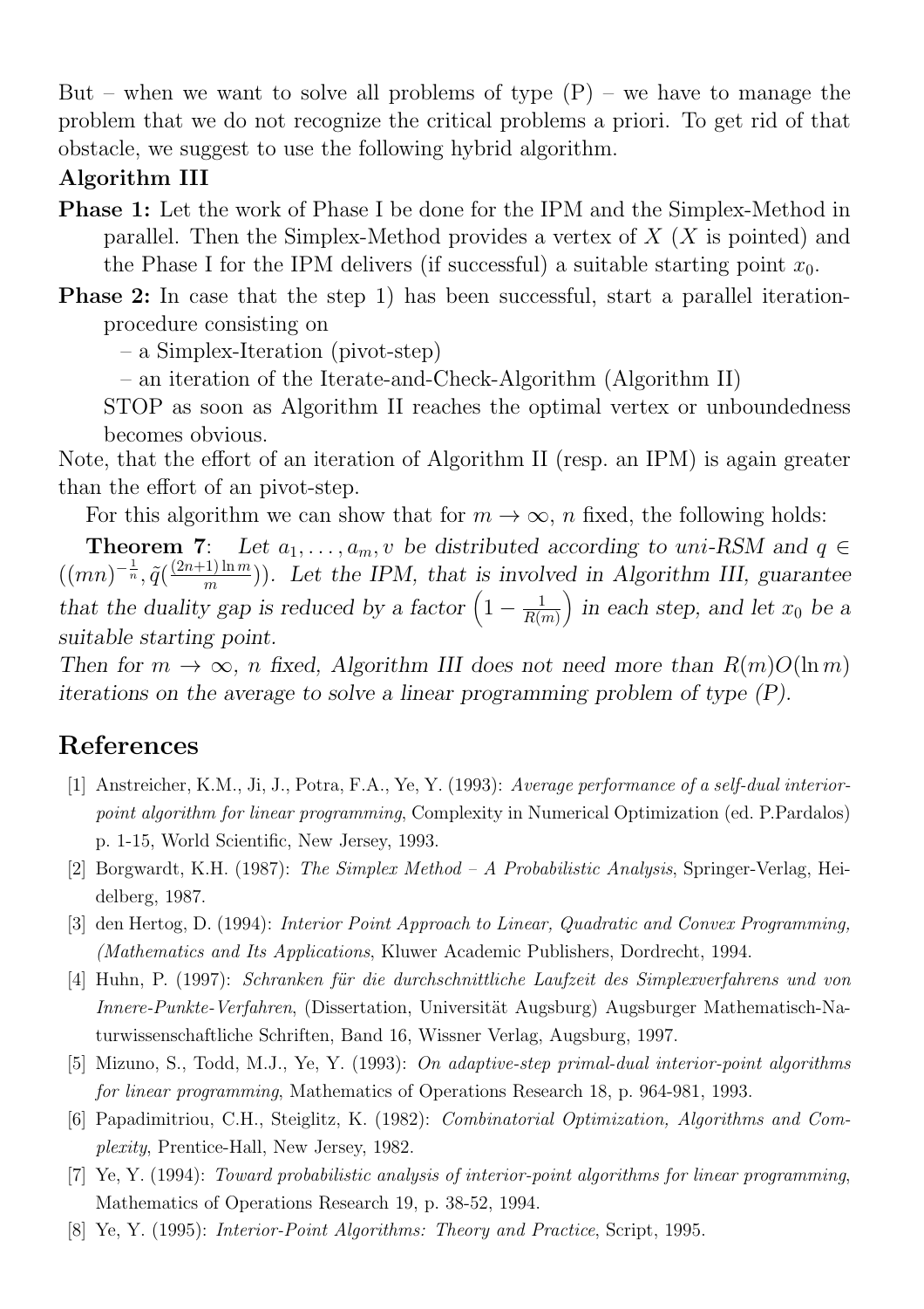But – when we want to solve all problems of type (P) – we have to manage the problem that we do not recognize the critical problems a priori. To get rid of that obstacle, we suggest to use the following hybrid algorithm.

**Algorithm III**

**Phase 1:** Let the work of Phase I be done for the IPM and the Simplex-Method in parallel. Then the Simplex-Method provides a vertex of $X$ ($X$ is pointed) and the Phase I for the IPM delivers (if successful) a suitable starting point $x_0$.

**Phase 2:** In case that the step 1) has been successful, start a parallel iteration-procedure consisting on

– a Simplex-Iteration (pivot-step)

– an iteration of the Iterate-and-Check-Algorithm (Algorithm II)

STOP as soon as Algorithm II reaches the optimal vertex or unboundedness becomes obvious.

Note, that the effort of an iteration of Algorithm II (resp. an IPM) is again greater than the effort of an pivot-step.

For this algorithm we can show that for $m \to \infty$, $n$ fixed, the following holds:

**Theorem 7**: *Let $a_1, \ldots, a_m, v$ be distributed according to uni-RSM and $q \in ((mn)^{-\frac{1}{n}}, \tilde{q}(\frac{(2n+1)\ln m}{m}))$. Let the IPM, that is involved in Algorithm III, guarantee that the duality gap is reduced by a factor $\left(1 - \frac{1}{R(m)}\right)$ in each step, and let $x_0$ be a suitable starting point.*

*Then for $m \to \infty$, $n$ fixed, Algorithm III does not need more than $R(m)O(\ln m)$ iterations on the average to solve a linear programming problem of type (P).*

## References

[1] Anstreicher, K.M., Ji, J., Potra, F.A., Ye, Y. (1993): *Average performance of a self-dual interior-point algorithm for linear programming*, Complexity in Numerical Optimization (ed. P.Pardalos) p. 1-15, World Scientific, New Jersey, 1993.

[2] Borgwardt, K.H. (1987): *The Simplex Method – A Probabilistic Analysis*, Springer-Verlag, Heidelberg, 1987.

[3] den Hertog, D. (1994): *Interior Point Approach to Linear, Quadratic and Convex Programming, (Mathematics and Its Applications*, Kluwer Academic Publishers, Dordrecht, 1994.

[4] Huhn, P. (1997): *Schranken für die durchschnittliche Laufzeit des Simplexverfahrens und von Innere-Punkte-Verfahren*, (Dissertation, Universität Augsburg) Augsburger Mathematisch-Naturwissenschaftliche Schriften, Band 16, Wissner Verlag, Augsburg, 1997.

[5] Mizuno, S., Todd, M.J., Ye, Y. (1993): *On adaptive-step primal-dual interior-point algorithms for linear programming*, Mathematics of Operations Research 18, p. 964-981, 1993.

[6] Papadimitriou, C.H., Steiglitz, K. (1982): *Combinatorial Optimization, Algorithms and Complexity*, Prentice-Hall, New Jersey, 1982.

[7] Ye, Y. (1994): *Toward probabilistic analysis of interior-point algorithms for linear programming*, Mathematics of Operations Research 19, p. 38-52, 1994.

[8] Ye, Y. (1995): *Interior-Point Algorithms: Theory and Practice*, Script, 1995.